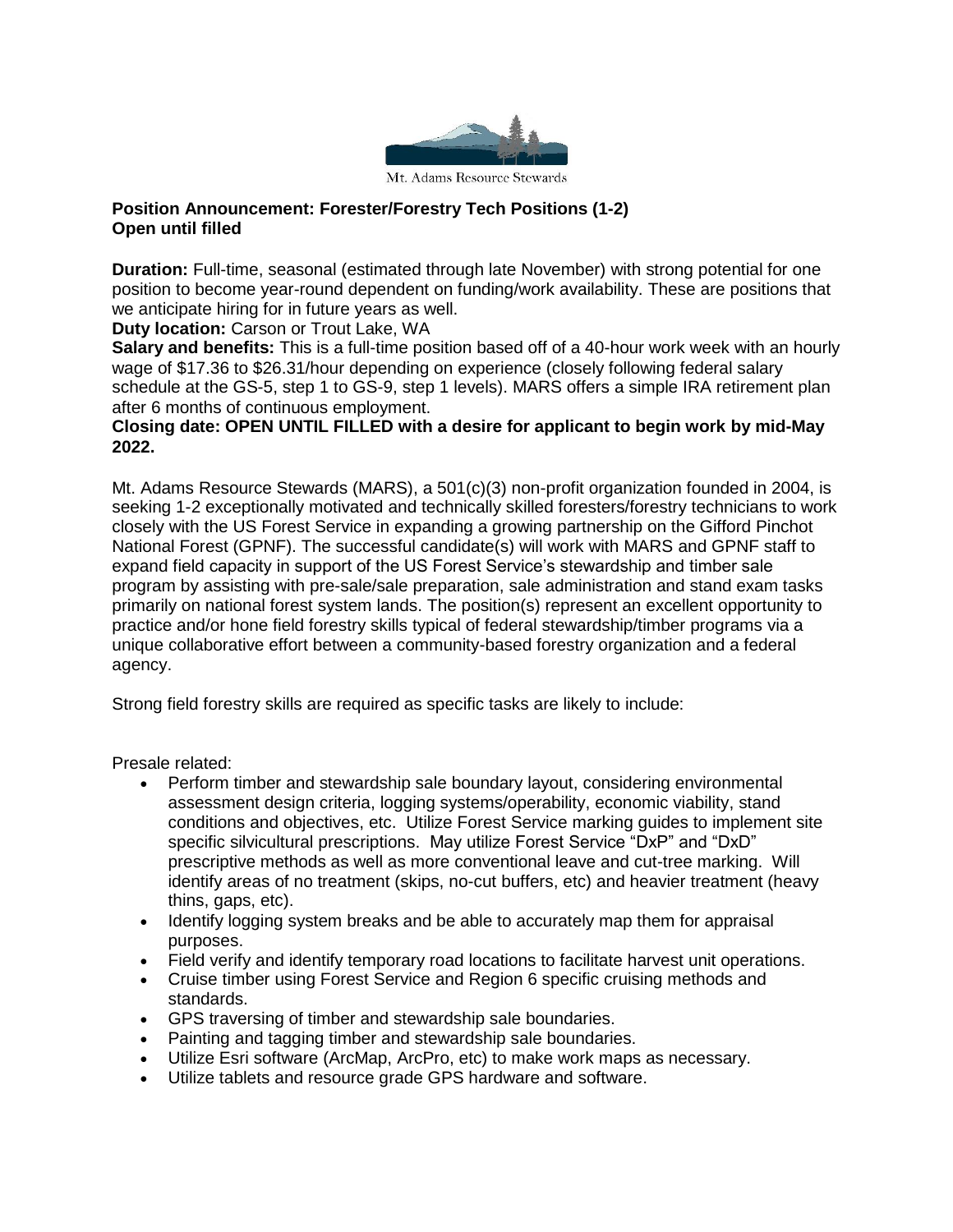Mt. Adams Resource Stewards

## Position Announcement: Forester/Forestry Tech Positions (1-2)
**Open until filled**

**Duration:** Full-time, seasonal (estimated through late November) with strong potential for one position to become year-round dependent on funding/work availability. These are positions that we anticipate hiring for in future years as well.
**Duty location:** Carson or Trout Lake, WA
**Salary and benefits:** This is a full-time position based off of a 40-hour work week with an hourly wage of $17.36 to $26.31/hour depending on experience (closely following federal salary schedule at the GS-5, step 1 to GS-9, step 1 levels). MARS offers a simple IRA retirement plan after 6 months of continuous employment.
**Closing date: OPEN UNTIL FILLED with a desire for applicant to begin work by mid-May 2022.**

Mt. Adams Resource Stewards (MARS), a 501(c)(3) non-profit organization founded in 2004, is seeking 1-2 exceptionally motivated and technically skilled foresters/forestry technicians to work closely with the US Forest Service in expanding a growing partnership on the Gifford Pinchot National Forest (GPNF). The successful candidate(s) will work with MARS and GPNF staff to expand field capacity in support of the US Forest Service's stewardship and timber sale program by assisting with pre-sale/sale preparation, sale administration and stand exam tasks primarily on national forest system lands. The position(s) represent an excellent opportunity to practice and/or hone field forestry skills typical of federal stewardship/timber programs via a unique collaborative effort between a community-based forestry organization and a federal agency.

Strong field forestry skills are required as specific tasks are likely to include:

Presale related:

- Perform timber and stewardship sale boundary layout, considering environmental assessment design criteria, logging systems/operability, economic viability, stand conditions and objectives, etc. Utilize Forest Service marking guides to implement site specific silvicultural prescriptions. May utilize Forest Service "DxP" and "DxD" prescriptive methods as well as more conventional leave and cut-tree marking. Will identify areas of no treatment (skips, no-cut buffers, etc) and heavier treatment (heavy thins, gaps, etc).
- Identify logging system breaks and be able to accurately map them for appraisal purposes.
- Field verify and identify temporary road locations to facilitate harvest unit operations.
- Cruise timber using Forest Service and Region 6 specific cruising methods and standards.
- GPS traversing of timber and stewardship sale boundaries.
- Painting and tagging timber and stewardship sale boundaries.
- Utilize Esri software (ArcMap, ArcPro, etc) to make work maps as necessary.
- Utilize tablets and resource grade GPS hardware and software.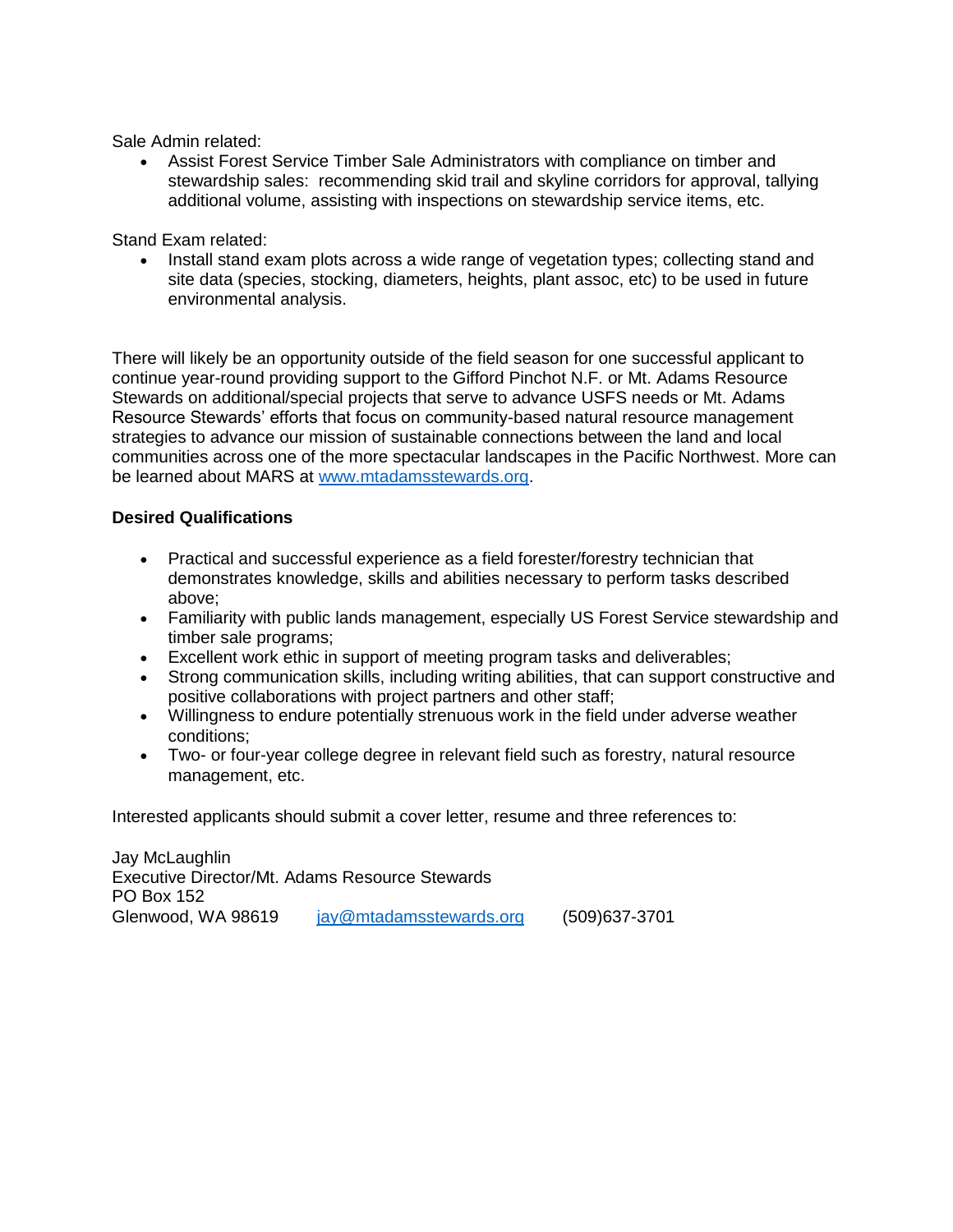Sale Admin related:

- Assist Forest Service Timber Sale Administrators with compliance on timber and stewardship sales: recommending skid trail and skyline corridors for approval, tallying additional volume, assisting with inspections on stewardship service items, etc.

Stand Exam related:

- Install stand exam plots across a wide range of vegetation types; collecting stand and site data (species, stocking, diameters, heights, plant assoc, etc) to be used in future environmental analysis.

There will likely be an opportunity outside of the field season for one successful applicant to continue year-round providing support to the Gifford Pinchot N.F. or Mt. Adams Resource Stewards on additional/special projects that serve to advance USFS needs or Mt. Adams Resource Stewards' efforts that focus on community-based natural resource management strategies to advance our mission of sustainable connections between the land and local communities across one of the more spectacular landscapes in the Pacific Northwest. More can be learned about MARS at www.mtadamsstewards.org.

**Desired Qualifications**

- Practical and successful experience as a field forester/forestry technician that demonstrates knowledge, skills and abilities necessary to perform tasks described above;
- Familiarity with public lands management, especially US Forest Service stewardship and timber sale programs;
- Excellent work ethic in support of meeting program tasks and deliverables;
- Strong communication skills, including writing abilities, that can support constructive and positive collaborations with project partners and other staff;
- Willingness to endure potentially strenuous work in the field under adverse weather conditions;
- Two- or four-year college degree in relevant field such as forestry, natural resource management, etc.

Interested applicants should submit a cover letter, resume and three references to:

Jay McLaughlin
Executive Director/Mt. Adams Resource Stewards
PO Box 152
Glenwood, WA 98619    jay@mtadamsstewards.org    (509)637-3701